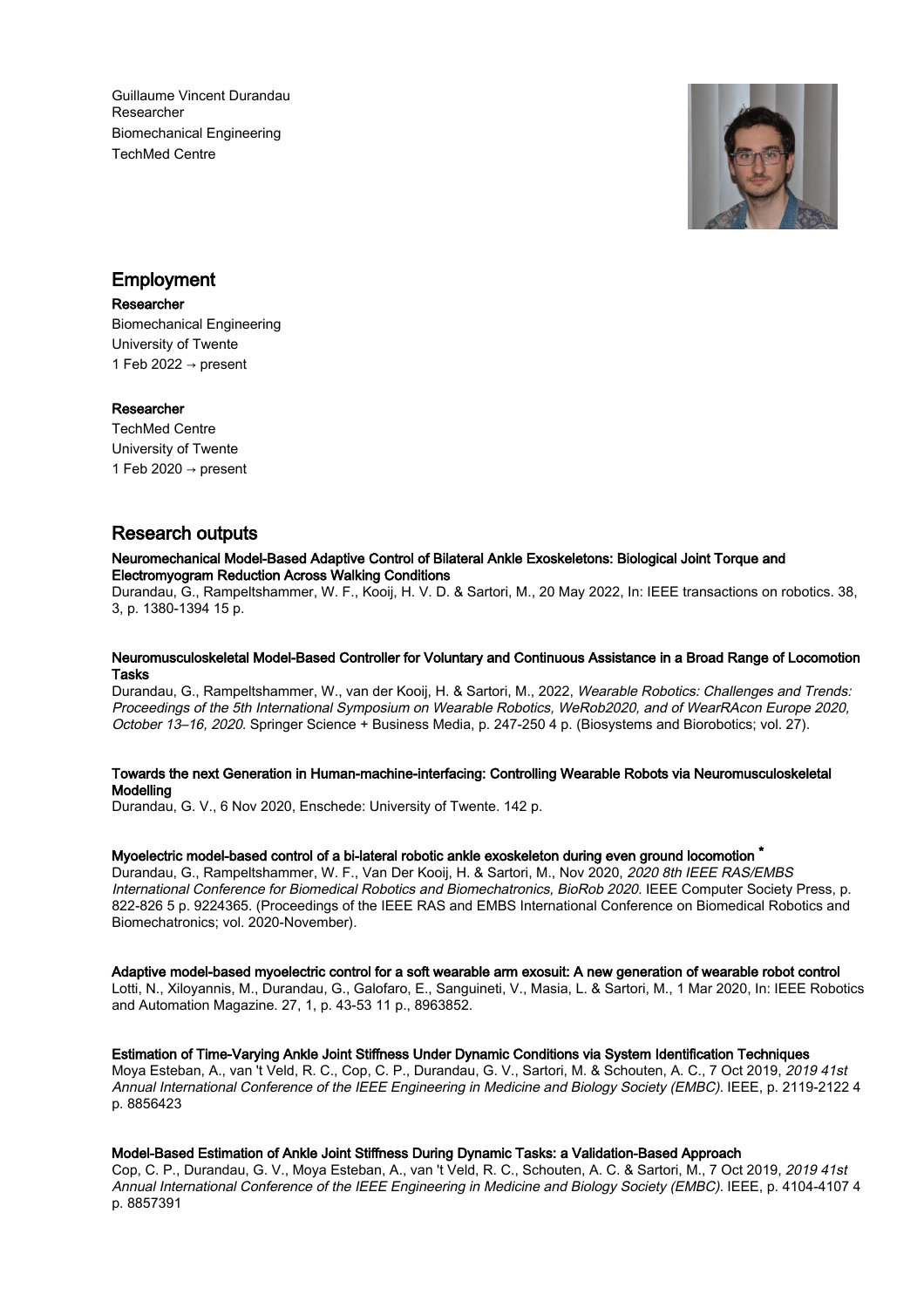Guillaume Vincent Durandau
Researcher
Biomechanical Engineering
TechMed Centre

## Employment

**Researcher**
Biomechanical Engineering
University of Twente
1 Feb 2022 → present

**Researcher**
TechMed Centre
University of Twente
1 Feb 2020 → present

## Research outputs

**Neuromechanical Model-Based Adaptive Control of Bilateral Ankle Exoskeletons: Biological Joint Torque and Electromyogram Reduction Across Walking Conditions**
Durandau, G., Rampeltshammer, W. F., Kooij, H. V. D. & Sartori, M., 20 May 2022, In: IEEE transactions on robotics. 38, 3, p. 1380-1394 15 p.

**Neuromusculoskeletal Model-Based Controller for Voluntary and Continuous Assistance in a Broad Range of Locomotion Tasks**
Durandau, G., Rampeltshammer, W., van der Kooij, H. & Sartori, M., 2022, *Wearable Robotics: Challenges and Trends: Proceedings of the 5th International Symposium on Wearable Robotics, WeRob2020, and of WearRAcon Europe 2020, October 13–16, 2020.* Springer Science + Business Media, p. 247-250 4 p. (Biosystems and Biorobotics; vol. 27).

**Towards the next Generation in Human-machine-interfacing: Controlling Wearable Robots via Neuromusculoskeletal Modelling**
Durandau, G. V., 6 Nov 2020, Enschede: University of Twente. 142 p.

**Myoelectric model-based control of a bi-lateral robotic ankle exoskeleton during even ground locomotion** *
Durandau, G., Rampeltshammer, W. F., Van Der Kooij, H. & Sartori, M., Nov 2020, *2020 8th IEEE RAS/EMBS International Conference for Biomedical Robotics and Biomechatronics, BioRob 2020.* IEEE Computer Society Press, p. 822-826 5 p. 9224365. (Proceedings of the IEEE RAS and EMBS International Conference on Biomedical Robotics and Biomechatronics; vol. 2020-November).

**Adaptive model-based myoelectric control for a soft wearable arm exosuit: A new generation of wearable robot control**
Lotti, N., Xiloyannis, M., Durandau, G., Galofaro, E., Sanguineti, V., Masia, L. & Sartori, M., 1 Mar 2020, In: IEEE Robotics and Automation Magazine. 27, 1, p. 43-53 11 p., 8963852.

**Estimation of Time-Varying Ankle Joint Stiffness Under Dynamic Conditions via System Identification Techniques**
Moya Esteban, A., van 't Veld, R. C., Cop, C. P., Durandau, G. V., Sartori, M. & Schouten, A. C., 7 Oct 2019, *2019 41st Annual International Conference of the IEEE Engineering in Medicine and Biology Society (EMBC).* IEEE, p. 2119-2122 4 p. 8856423

**Model-Based Estimation of Ankle Joint Stiffness During Dynamic Tasks: a Validation-Based Approach**
Cop, C. P., Durandau, G. V., Moya Esteban, A., van 't Veld, R. C., Schouten, A. C. & Sartori, M., 7 Oct 2019, *2019 41st Annual International Conference of the IEEE Engineering in Medicine and Biology Society (EMBC).* IEEE, p. 4104-4107 4 p. 8857391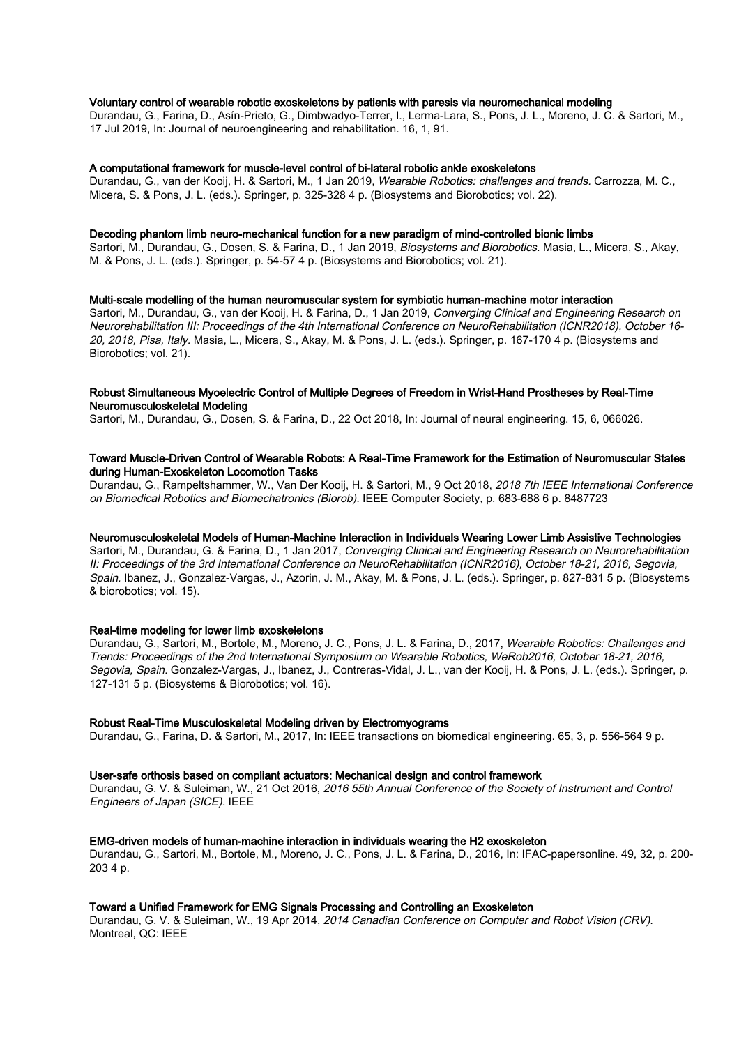**Voluntary control of wearable robotic exoskeletons by patients with paresis via neuromechanical modeling**
Durandau, G., Farina, D., Asín-Prieto, G., Dimbwadyo-Terrer, I., Lerma-Lara, S., Pons, J. L., Moreno, J. C. & Sartori, M., 17 Jul 2019, In: Journal of neuroengineering and rehabilitation. 16, 1, 91.

**A computational framework for muscle-level control of bi-lateral robotic ankle exoskeletons**
Durandau, G., van der Kooij, H. & Sartori, M., 1 Jan 2019, *Wearable Robotics: challenges and trends.* Carrozza, M. C., Micera, S. & Pons, J. L. (eds.). Springer, p. 325-328 4 p. (Biosystems and Biorobotics; vol. 22).

**Decoding phantom limb neuro-mechanical function for a new paradigm of mind-controlled bionic limbs**
Sartori, M., Durandau, G., Dosen, S. & Farina, D., 1 Jan 2019, *Biosystems and Biorobotics.* Masia, L., Micera, S., Akay, M. & Pons, J. L. (eds.). Springer, p. 54-57 4 p. (Biosystems and Biorobotics; vol. 21).

**Multi-scale modelling of the human neuromuscular system for symbiotic human-machine motor interaction**
Sartori, M., Durandau, G., van der Kooij, H. & Farina, D., 1 Jan 2019, *Converging Clinical and Engineering Research on Neurorehabilitation III: Proceedings of the 4th International Conference on NeuroRehabilitation (ICNR2018), October 16-20, 2018, Pisa, Italy.* Masia, L., Micera, S., Akay, M. & Pons, J. L. (eds.). Springer, p. 167-170 4 p. (Biosystems and Biorobotics; vol. 21).

**Robust Simultaneous Myoelectric Control of Multiple Degrees of Freedom in Wrist-Hand Prostheses by Real-Time Neuromusculoskeletal Modeling**
Sartori, M., Durandau, G., Dosen, S. & Farina, D., 22 Oct 2018, In: Journal of neural engineering. 15, 6, 066026.

**Toward Muscle-Driven Control of Wearable Robots: A Real-Time Framework for the Estimation of Neuromuscular States during Human-Exoskeleton Locomotion Tasks**
Durandau, G., Rampeltshammer, W., Van Der Kooij, H. & Sartori, M., 9 Oct 2018, *2018 7th IEEE International Conference on Biomedical Robotics and Biomechatronics (Biorob).* IEEE Computer Society, p. 683-688 6 p. 8487723

**Neuromusculoskeletal Models of Human-Machine Interaction in Individuals Wearing Lower Limb Assistive Technologies**
Sartori, M., Durandau, G. & Farina, D., 1 Jan 2017, *Converging Clinical and Engineering Research on Neurorehabilitation II: Proceedings of the 3rd International Conference on NeuroRehabilitation (ICNR2016), October 18-21, 2016, Segovia, Spain.* Ibanez, J., Gonzalez-Vargas, J., Azorin, J. M., Akay, M. & Pons, J. L. (eds.). Springer, p. 827-831 5 p. (Biosystems & biorobotics; vol. 15).

**Real-time modeling for lower limb exoskeletons**
Durandau, G., Sartori, M., Bortole, M., Moreno, J. C., Pons, J. L. & Farina, D., 2017, *Wearable Robotics: Challenges and Trends: Proceedings of the 2nd International Symposium on Wearable Robotics, WeRob2016, October 18-21, 2016, Segovia, Spain.* Gonzalez-Vargas, J., Ibanez, J., Contreras-Vidal, J. L., van der Kooij, H. & Pons, J. L. (eds.). Springer, p. 127-131 5 p. (Biosystems & Biorobotics; vol. 16).

**Robust Real-Time Musculoskeletal Modeling driven by Electromyograms**
Durandau, G., Farina, D. & Sartori, M., 2017, In: IEEE transactions on biomedical engineering. 65, 3, p. 556-564 9 p.

**User-safe orthosis based on compliant actuators: Mechanical design and control framework**
Durandau, G. V. & Suleiman, W., 21 Oct 2016, *2016 55th Annual Conference of the Society of Instrument and Control Engineers of Japan (SICE).* IEEE

**EMG-driven models of human-machine interaction in individuals wearing the H2 exoskeleton**
Durandau, G., Sartori, M., Bortole, M., Moreno, J. C., Pons, J. L. & Farina, D., 2016, In: IFAC-papersonline. 49, 32, p. 200-203 4 p.

**Toward a Unified Framework for EMG Signals Processing and Controlling an Exoskeleton**
Durandau, G. V. & Suleiman, W., 19 Apr 2014, *2014 Canadian Conference on Computer and Robot Vision (CRV).* Montreal, QC: IEEE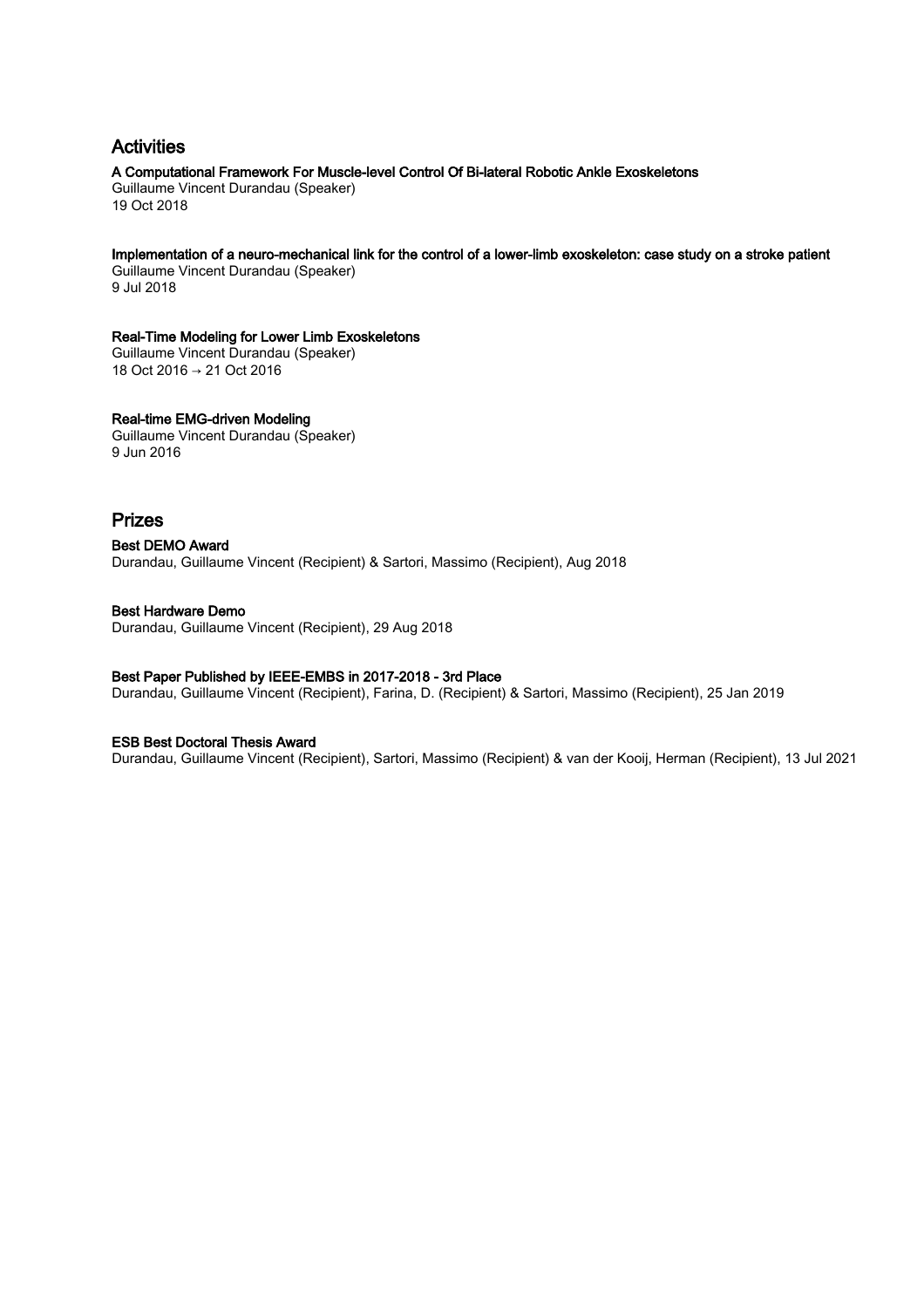## Activities

**A Computational Framework For Muscle-level Control Of Bi-lateral Robotic Ankle Exoskeletons**
Guillaume Vincent Durandau (Speaker)
19 Oct 2018

**Implementation of a neuro-mechanical link for the control of a lower-limb exoskeleton: case study on a stroke patient**
Guillaume Vincent Durandau (Speaker)
9 Jul 2018

**Real-Time Modeling for Lower Limb Exoskeletons**
Guillaume Vincent Durandau (Speaker)
18 Oct 2016 → 21 Oct 2016

**Real-time EMG-driven Modeling**
Guillaume Vincent Durandau (Speaker)
9 Jun 2016

## Prizes

**Best DEMO Award**
Durandau, Guillaume Vincent (Recipient) & Sartori, Massimo (Recipient), Aug 2018

**Best Hardware Demo**
Durandau, Guillaume Vincent (Recipient), 29 Aug 2018

**Best Paper Published by IEEE-EMBS in 2017-2018 - 3rd Place**
Durandau, Guillaume Vincent (Recipient), Farina, D. (Recipient) & Sartori, Massimo (Recipient), 25 Jan 2019

**ESB Best Doctoral Thesis Award**
Durandau, Guillaume Vincent (Recipient), Sartori, Massimo (Recipient) & van der Kooij, Herman (Recipient), 13 Jul 2021